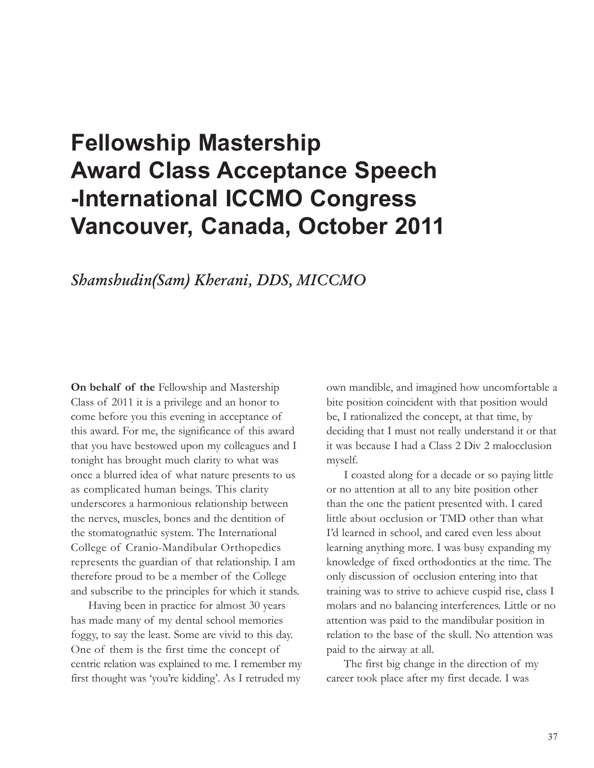# Fellowship Mastership Award Class Acceptance Speech -International ICCMO Congress Vancouver, Canada, October 2011

*Shamshudin(Sam) Kherani, DDS, MICCMO*

**On behalf of the** Fellowship and Mastership Class of 2011 it is a privilege and an honor to come before you this evening in acceptance of this award. For me, the significance of this award that you have bestowed upon my colleagues and I tonight has brought much clarity to what was once a blurred idea of what nature presents to us as complicated human beings. This clarity underscores a harmonious relationship between the nerves, muscles, bones and the dentition of the stomatognathic system. The International College of Cranio-Mandibular Orthopedics represents the guardian of that relationship. I am therefore proud to be a member of the College and subscribe to the principles for which it stands.

Having been in practice for almost 30 years has made many of my dental school memories foggy, to say the least. Some are vivid to this day. One of them is the first time the concept of centric relation was explained to me. I remember my first thought was 'you're kidding'. As I retruded my own mandible, and imagined how uncomfortable a bite position coincident with that position would be, I rationalized the concept, at that time, by deciding that I must not really understand it or that it was because I had a Class 2 Div 2 malocclusion myself.

I coasted along for a decade or so paying little or no attention at all to any bite position other than the one the patient presented with. I cared little about occlusion or TMD other than what I'd learned in school, and cared even less about learning anything more. I was busy expanding my knowledge of fixed orthodontics at the time. The only discussion of occlusion entering into that training was to strive to achieve cuspid rise, class I molars and no balancing interferences. Little or no attention was paid to the mandibular position in relation to the base of the skull. No attention was paid to the airway at all.

The first big change in the direction of my career took place after my first decade. I was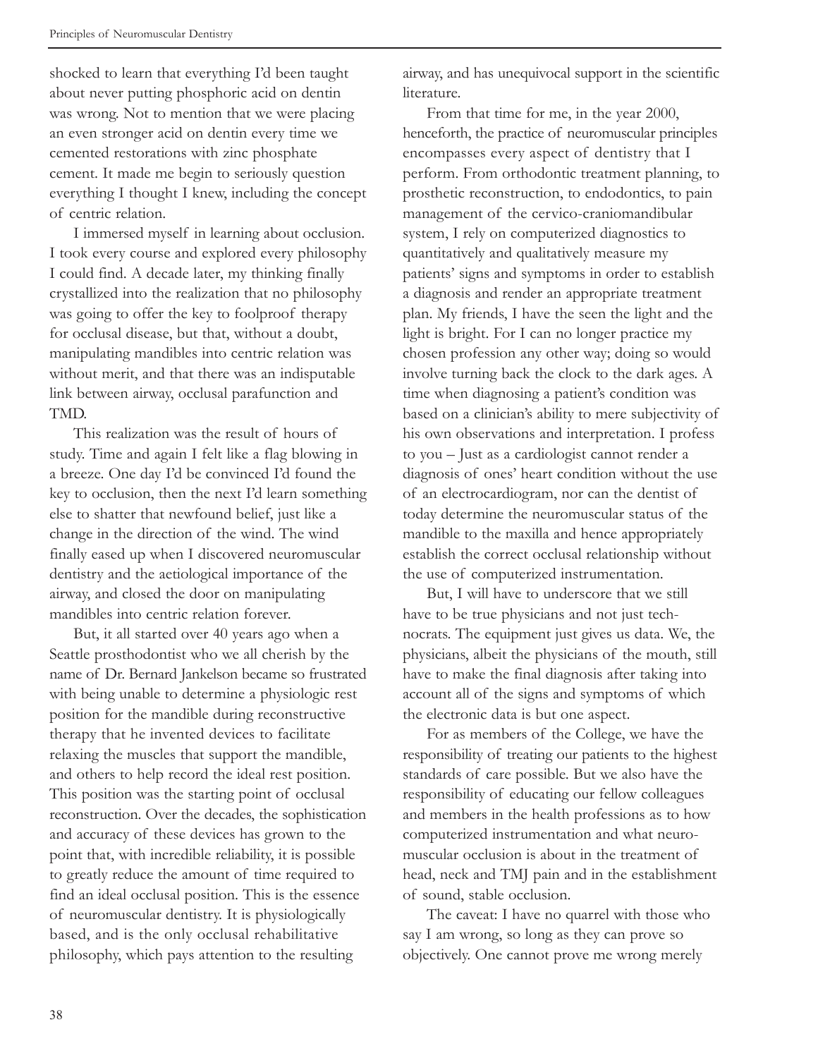shocked to learn that everything I'd been taught about never putting phosphoric acid on dentin was wrong. Not to mention that we were placing an even stronger acid on dentin every time we cemented restorations with zinc phosphate cement. It made me begin to seriously question everything I thought I knew, including the concept of centric relation.

I immersed myself in learning about occlusion. I took every course and explored every philosophy I could find. A decade later, my thinking finally crystallized into the realization that no philosophy was going to offer the key to foolproof therapy for occlusal disease, but that, without a doubt, manipulating mandibles into centric relation was without merit, and that there was an indisputable link between airway, occlusal parafunction and TMD.

This realization was the result of hours of study. Time and again I felt like a flag blowing in a breeze. One day I'd be convinced I'd found the key to occlusion, then the next I'd learn something else to shatter that newfound belief, just like a change in the direction of the wind. The wind finally eased up when I discovered neuromuscular dentistry and the aetiological importance of the airway, and closed the door on manipulating mandibles into centric relation forever.

But, it all started over 40 years ago when a Seattle prosthodontist who we all cherish by the name of Dr. Bernard Jankelson became so frustrated with being unable to determine a physiologic rest position for the mandible during reconstructive therapy that he invented devices to facilitate relaxing the muscles that support the mandible, and others to help record the ideal rest position. This position was the starting point of occlusal reconstruction. Over the decades, the sophistication and accuracy of these devices has grown to the point that, with incredible reliability, it is possible to greatly reduce the amount of time required to find an ideal occlusal position. This is the essence of neuromuscular dentistry. It is physiologically based, and is the only occlusal rehabilitative philosophy, which pays attention to the resulting airway, and has unequivocal support in the scientific literature.

From that time for me, in the year 2000, henceforth, the practice of neuromuscular principles encompasses every aspect of dentistry that I perform. From orthodontic treatment planning, to prosthetic reconstruction, to endodontics, to pain management of the cervico-craniomandibular system, I rely on computerized diagnostics to quantitatively and qualitatively measure my patients' signs and symptoms in order to establish a diagnosis and render an appropriate treatment plan. My friends, I have the seen the light and the light is bright. For I can no longer practice my chosen profession any other way; doing so would involve turning back the clock to the dark ages. A time when diagnosing a patient's condition was based on a clinician's ability to mere subjectivity of his own observations and interpretation. I profess to you – Just as a cardiologist cannot render a diagnosis of ones' heart condition without the use of an electrocardiogram, nor can the dentist of today determine the neuromuscular status of the mandible to the maxilla and hence appropriately establish the correct occlusal relationship without the use of computerized instrumentation.

But, I will have to underscore that we still have to be true physicians and not just technocrats. The equipment just gives us data. We, the physicians, albeit the physicians of the mouth, still have to make the final diagnosis after taking into account all of the signs and symptoms of which the electronic data is but one aspect.

For as members of the College, we have the responsibility of treating our patients to the highest standards of care possible. But we also have the responsibility of educating our fellow colleagues and members in the health professions as to how computerized instrumentation and what neuromuscular occlusion is about in the treatment of head, neck and TMJ pain and in the establishment of sound, stable occlusion.

The caveat: I have no quarrel with those who say I am wrong, so long as they can prove so objectively. One cannot prove me wrong merely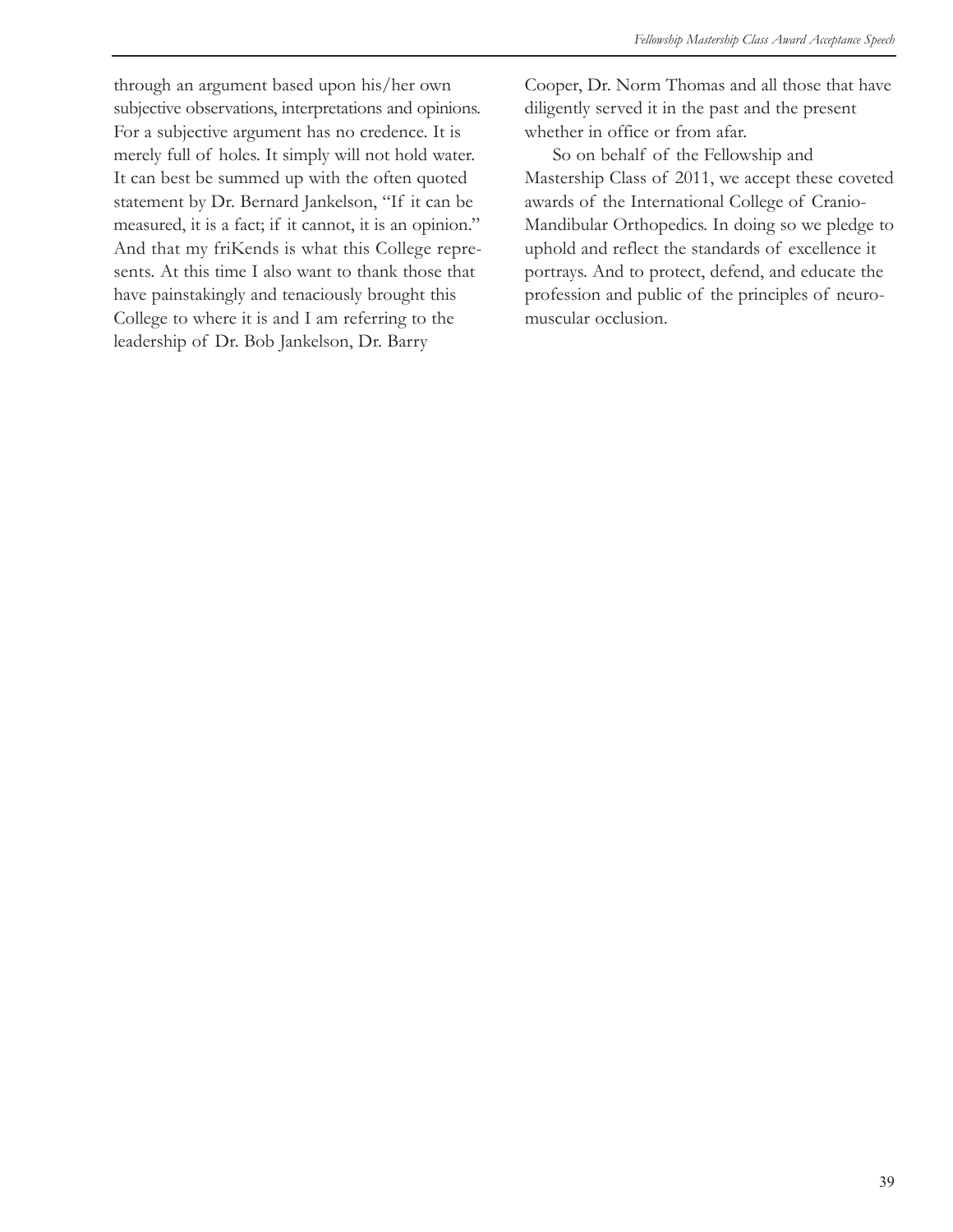through an argument based upon his/her own subjective observations, interpretations and opinions. For a subjective argument has no credence. It is merely full of holes. It simply will not hold water. It can best be summed up with the often quoted statement by Dr. Bernard Jankelson, "If it can be measured, it is a fact; if it cannot, it is an opinion." And that my friKends is what this College represents. At this time I also want to thank those that have painstakingly and tenaciously brought this College to where it is and I am referring to the leadership of Dr. Bob Jankelson, Dr. Barry Cooper, Dr. Norm Thomas and all those that have diligently served it in the past and the present whether in office or from afar.

So on behalf of the Fellowship and Mastership Class of 2011, we accept these coveted awards of the International College of Cranio-Mandibular Orthopedics. In doing so we pledge to uphold and reflect the standards of excellence it portrays. And to protect, defend, and educate the profession and public of the principles of neuromuscular occlusion.